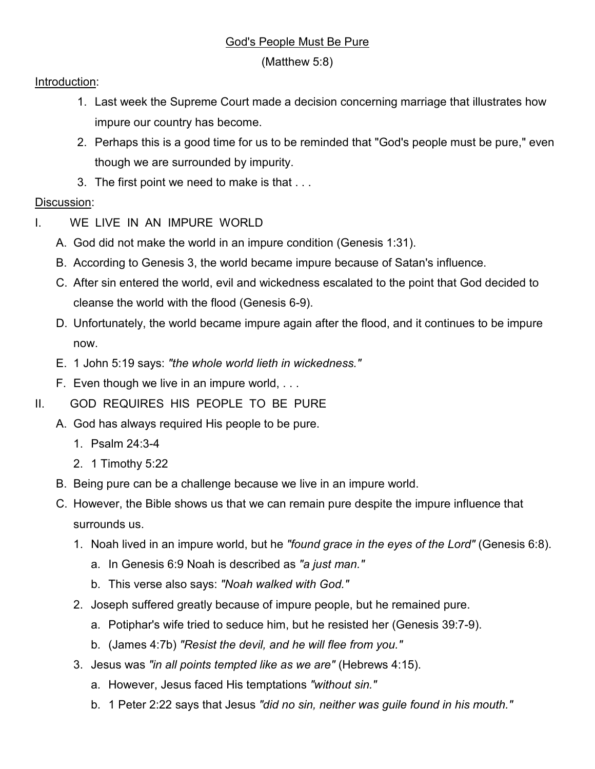God's People Must Be Pure

(Matthew 5:8)

Introduction:

1. Last week the Supreme Court made a decision concerning marriage that illustrates how impure our country has become.
2. Perhaps this is a good time for us to be reminded that "God's people must be pure," even though we are surrounded by impurity.
3. The first point we need to make is that . . .

Discussion:

I. WE LIVE IN AN IMPURE WORLD

A. God did not make the world in an impure condition (Genesis 1:31).

B. According to Genesis 3, the world became impure because of Satan's influence.

C. After sin entered the world, evil and wickedness escalated to the point that God decided to cleanse the world with the flood (Genesis 6-9).

D. Unfortunately, the world became impure again after the flood, and it continues to be impure now.

E. 1 John 5:19 says: *"the whole world lieth in wickedness."*

F. Even though we live in an impure world, . . .

II. GOD REQUIRES HIS PEOPLE TO BE PURE

A. God has always required His people to be pure.

1. Psalm 24:3-4
2. 1 Timothy 5:22

B. Being pure can be a challenge because we live in an impure world.

C. However, the Bible shows us that we can remain pure despite the impure influence that surrounds us.

1. Noah lived in an impure world, but he *"found grace in the eyes of the Lord"* (Genesis 6:8).
   a. In Genesis 6:9 Noah is described as *"a just man."*
   b. This verse also says: *"Noah walked with God."*
2. Joseph suffered greatly because of impure people, but he remained pure.
   a. Potiphar's wife tried to seduce him, but he resisted her (Genesis 39:7-9).
   b. (James 4:7b) *"Resist the devil, and he will flee from you."*
3. Jesus was *"in all points tempted like as we are"* (Hebrews 4:15).
   a. However, Jesus faced His temptations *"without sin."*
   b. 1 Peter 2:22 says that Jesus *"did no sin, neither was guile found in his mouth."*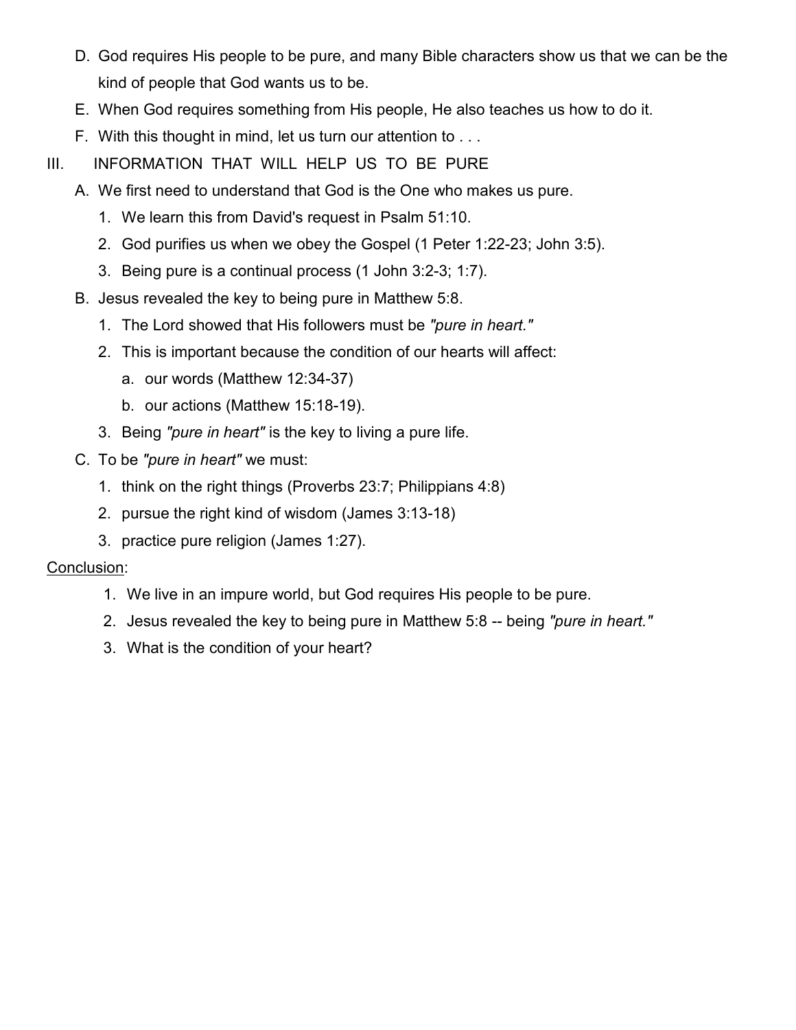D. God requires His people to be pure, and many Bible characters show us that we can be the kind of people that God wants us to be.

E. When God requires something from His people, He also teaches us how to do it.

F. With this thought in mind, let us turn our attention to . . .

III. INFORMATION THAT WILL HELP US TO BE PURE

A. We first need to understand that God is the One who makes us pure.

1. We learn this from David's request in Psalm 51:10.
2. God purifies us when we obey the Gospel (1 Peter 1:22-23; John 3:5).
3. Being pure is a continual process (1 John 3:2-3; 1:7).

B. Jesus revealed the key to being pure in Matthew 5:8.

1. The Lord showed that His followers must be *"pure in heart."*
2. This is important because the condition of our hearts will affect:
   a. our words (Matthew 12:34-37)
   b. our actions (Matthew 15:18-19).
3. Being *"pure in heart"* is the key to living a pure life.

C. To be *"pure in heart"* we must:

1. think on the right things (Proverbs 23:7; Philippians 4:8)
2. pursue the right kind of wisdom (James 3:13-18)
3. practice pure religion (James 1:27).

<u>Conclusion</u>:

1. We live in an impure world, but God requires His people to be pure.
2. Jesus revealed the key to being pure in Matthew 5:8 -- being *"pure in heart."*
3. What is the condition of your heart?